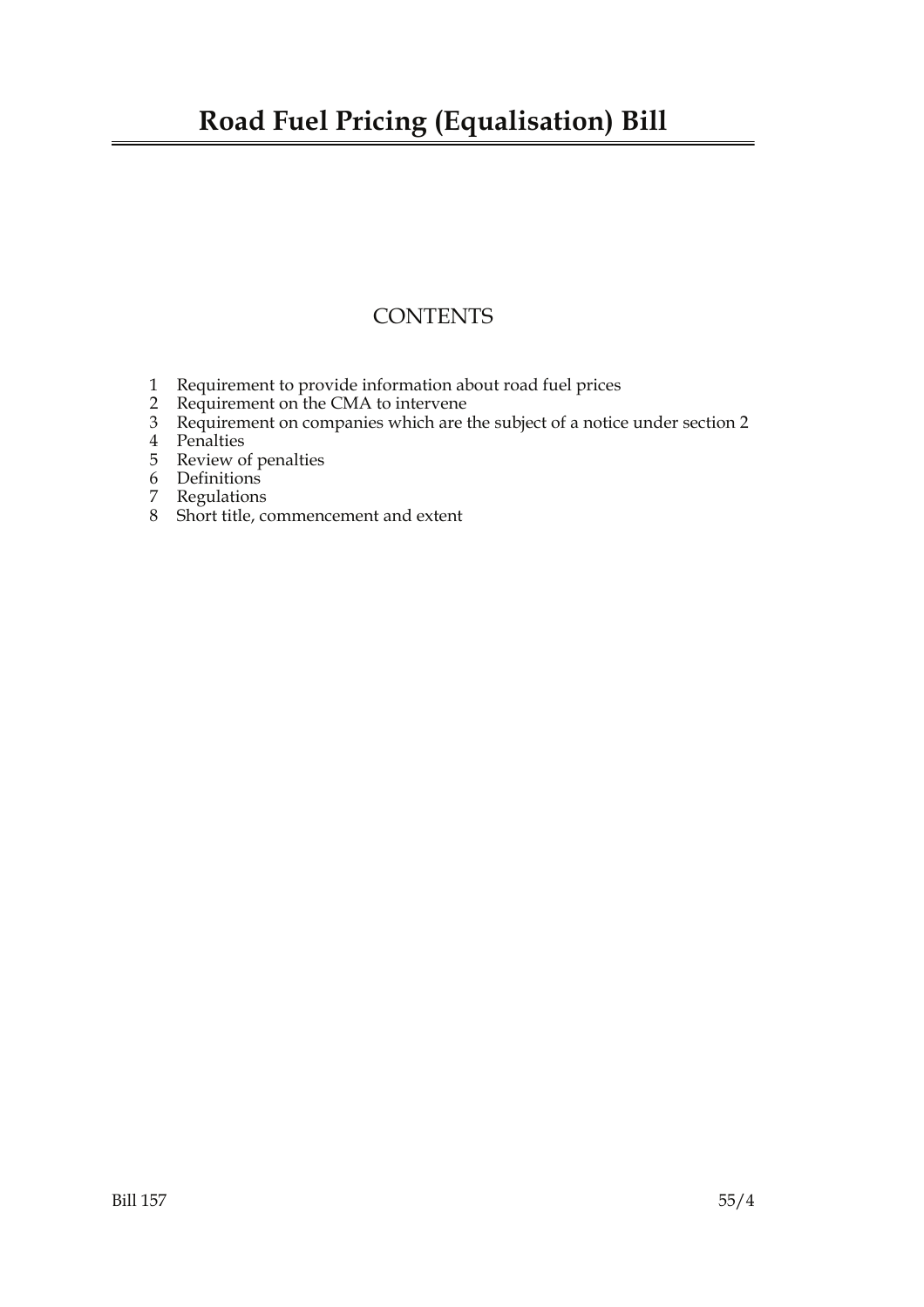# Road Fuel Pricing (Equalisation) Bill

## CONTENTS

1 Requirement to provide information about road fuel prices
2 Requirement on the CMA to intervene
3 Requirement on companies which are the subject of a notice under section 2
4 Penalties
5 Review of penalties
6 Definitions
7 Regulations
8 Short title, commencement and extent

Bill 157 55/4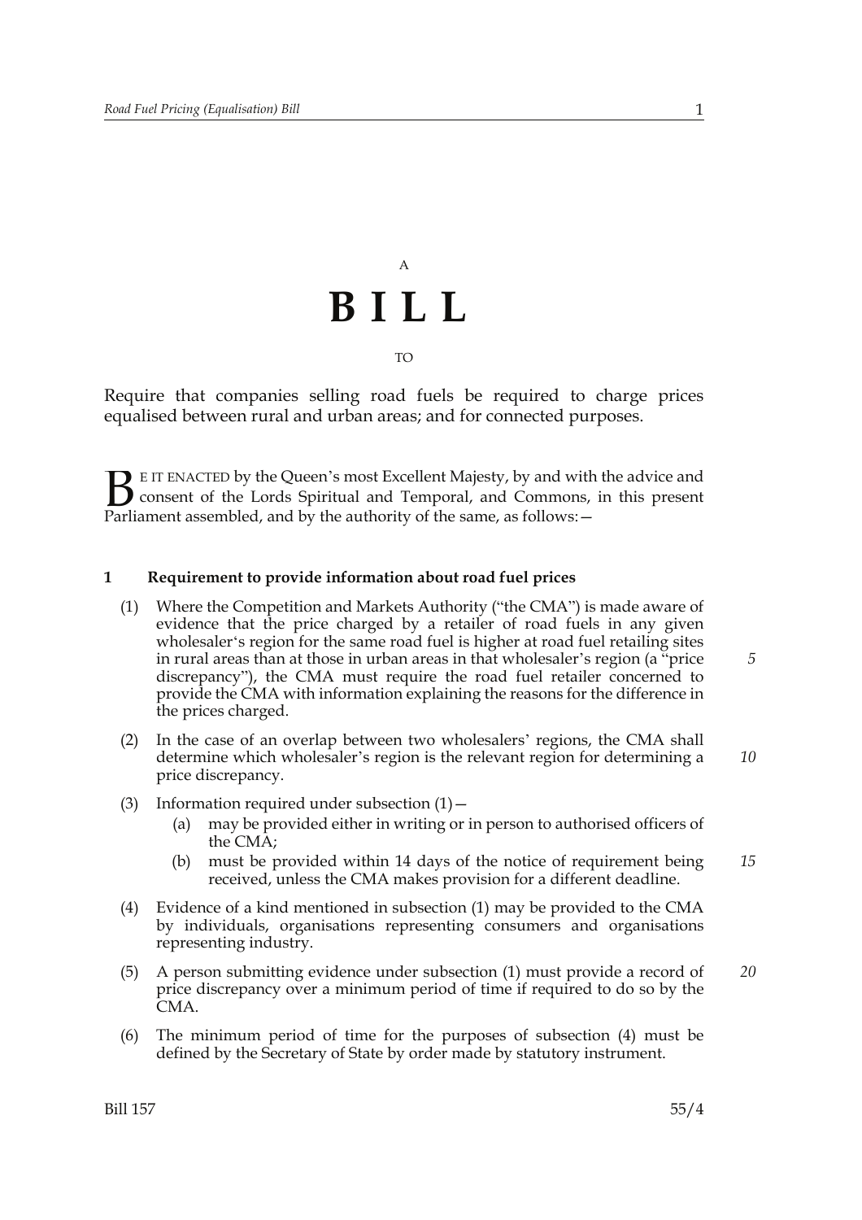A

# B I L L

TO

Require that companies selling road fuels be required to charge prices equalised between rural and urban areas; and for connected purposes.

BE IT ENACTED by the Queen's most Excellent Majesty, by and with the advice and consent of the Lords Spiritual and Temporal, and Commons, in this present Parliament assembled, and by the authority of the same, as follows:—

### 1 Requirement to provide information about road fuel prices

(1) Where the Competition and Markets Authority ("the CMA") is made aware of evidence that the price charged by a retailer of road fuels in any given wholesaler's region for the same road fuel is higher at road fuel retailing sites in rural areas than at those in urban areas in that wholesaler's region (a "price discrepancy"), the CMA must require the road fuel retailer concerned to provide the CMA with information explaining the reasons for the difference in the prices charged.

(2) In the case of an overlap between two wholesalers' regions, the CMA shall determine which wholesaler's region is the relevant region for determining a price discrepancy.

(3) Information required under subsection (1)—

- (a) may be provided either in writing or in person to authorised officers of the CMA;
- (b) must be provided within 14 days of the notice of requirement being received, unless the CMA makes provision for a different deadline.

(4) Evidence of a kind mentioned in subsection (1) may be provided to the CMA by individuals, organisations representing consumers and organisations representing industry.

(5) A person submitting evidence under subsection (1) must provide a record of price discrepancy over a minimum period of time if required to do so by the CMA.

(6) The minimum period of time for the purposes of subsection (4) must be defined by the Secretary of State by order made by statutory instrument.

Bill 157 55/4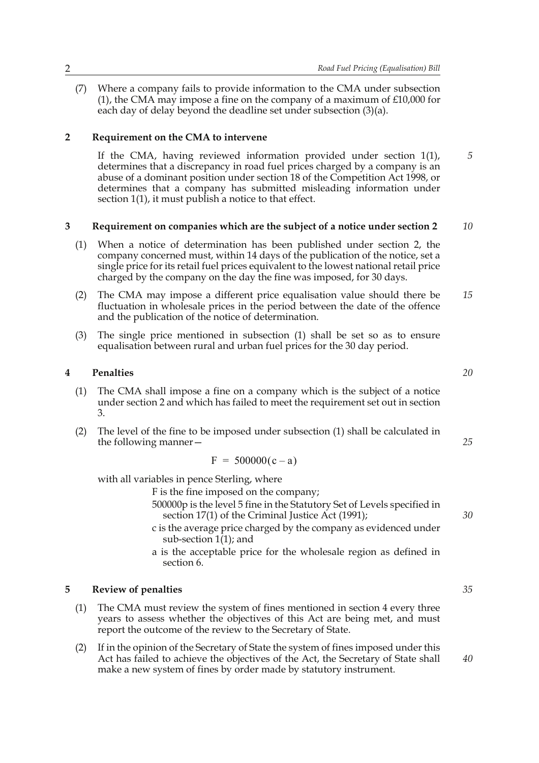(7) Where a company fails to provide information to the CMA under subsection (1), the CMA may impose a fine on the company of a maximum of £10,000 for each day of delay beyond the deadline set under subsection (3)(a).

## 2 Requirement on the CMA to intervene

If the CMA, having reviewed information provided under section 1(1), determines that a discrepancy in road fuel prices charged by a company is an abuse of a dominant position under section 18 of the Competition Act 1998, or determines that a company has submitted misleading information under section 1(1), it must publish a notice to that effect.

## 3 Requirement on companies which are the subject of a notice under section 2

(1) When a notice of determination has been published under section 2, the company concerned must, within 14 days of the publication of the notice, set a single price for its retail fuel prices equivalent to the lowest national retail price charged by the company on the day the fine was imposed, for 30 days.

(2) The CMA may impose a different price equalisation value should there be fluctuation in wholesale prices in the period between the date of the offence and the publication of the notice of determination.

(3) The single price mentioned in subsection (1) shall be set so as to ensure equalisation between rural and urban fuel prices for the 30 day period.

## 4 Penalties

(1) The CMA shall impose a fine on a company which is the subject of a notice under section 2 and which has failed to meet the requirement set out in section 3.

(2) The level of the fine to be imposed under subsection (1) shall be calculated in the following manner—

$$F = 500000(c - a)$$

with all variables in pence Sterling, where

F is the fine imposed on the company;

500000p is the level 5 fine in the Statutory Set of Levels specified in section 17(1) of the Criminal Justice Act (1991);

c is the average price charged by the company as evidenced under sub-section 1(1); and

a is the acceptable price for the wholesale region as defined in section 6.

## 5 Review of penalties

(1) The CMA must review the system of fines mentioned in section 4 every three years to assess whether the objectives of this Act are being met, and must report the outcome of the review to the Secretary of State.

(2) If in the opinion of the Secretary of State the system of fines imposed under this Act has failed to achieve the objectives of the Act, the Secretary of State shall make a new system of fines by order made by statutory instrument.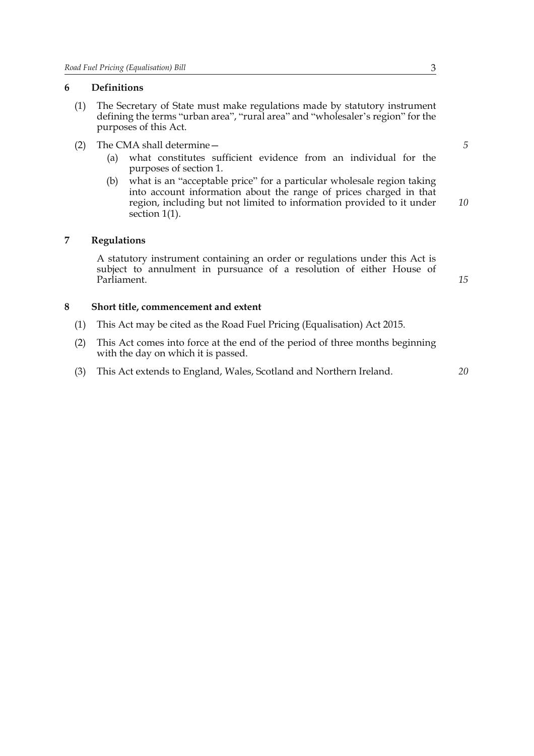## 6 Definitions

(1) The Secretary of State must make regulations made by statutory instrument defining the terms "urban area", "rural area" and "wholesaler's region" for the purposes of this Act.

(2) The CMA shall determine—

(a) what constitutes sufficient evidence from an individual for the purposes of section 1.

(b) what is an "acceptable price" for a particular wholesale region taking into account information about the range of prices charged in that region, including but not limited to information provided to it under section 1(1).

## 7 Regulations

A statutory instrument containing an order or regulations under this Act is subject to annulment in pursuance of a resolution of either House of Parliament.

## 8 Short title, commencement and extent

(1) This Act may be cited as the Road Fuel Pricing (Equalisation) Act 2015.

(2) This Act comes into force at the end of the period of three months beginning with the day on which it is passed.

(3) This Act extends to England, Wales, Scotland and Northern Ireland.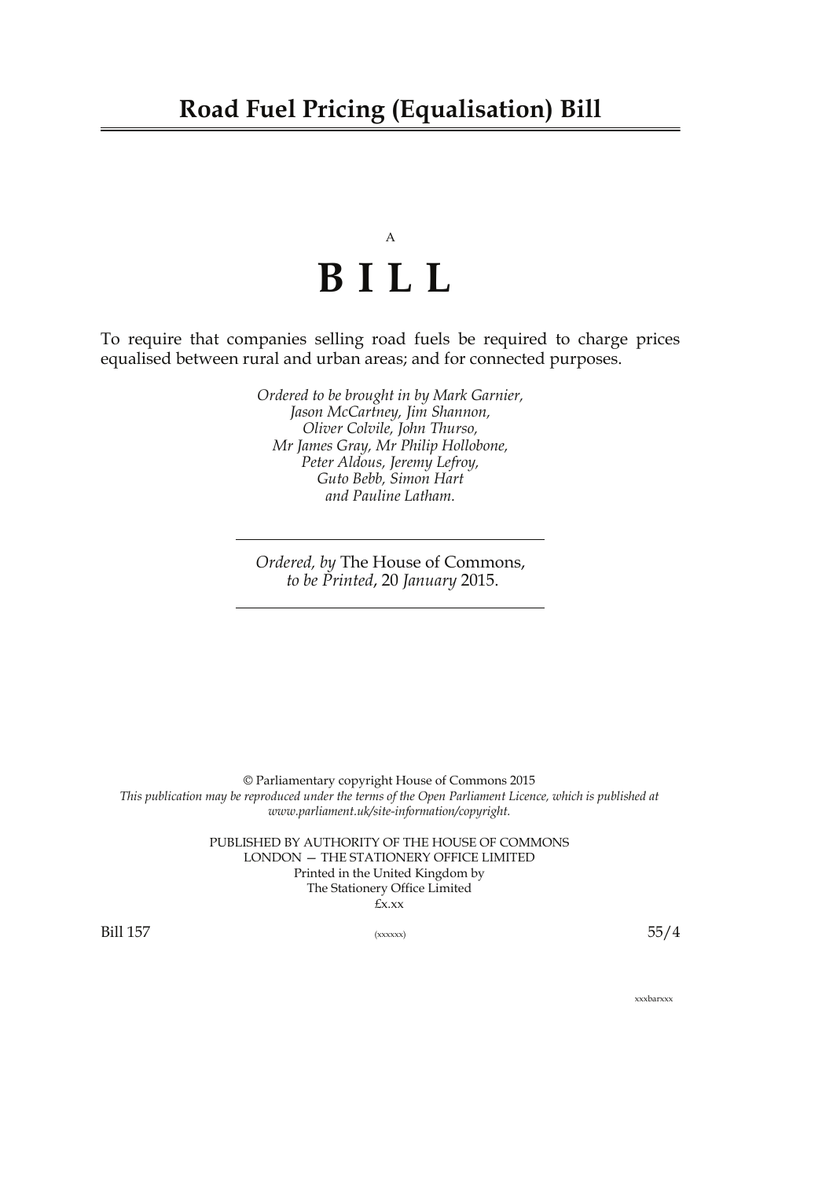# Road Fuel Pricing (Equalisation) Bill

A

# B I L L

To require that companies selling road fuels be required to charge prices equalised between rural and urban areas; and for connected purposes.

*Ordered to be brought in by Mark Garnier, Jason McCartney, Jim Shannon, Oliver Colvile, John Thurso, Mr James Gray, Mr Philip Hollobone, Peter Aldous, Jeremy Lefroy, Guto Bebb, Simon Hart and Pauline Latham.*

---

*Ordered, by* The House of Commons, *to be Printed*, 20 *January* 2015.

---

© Parliamentary copyright House of Commons 2015
*This publication may be reproduced under the terms of the Open Parliament Licence, which is published at www.parliament.uk/site-information/copyright.*

PUBLISHED BY AUTHORITY OF THE HOUSE OF COMMONS
LONDON — THE STATIONERY OFFICE LIMITED
Printed in the United Kingdom by
The Stationery Office Limited
£x.xx

Bill 157 (xxxxxx) 55/4

xxxbarxxx